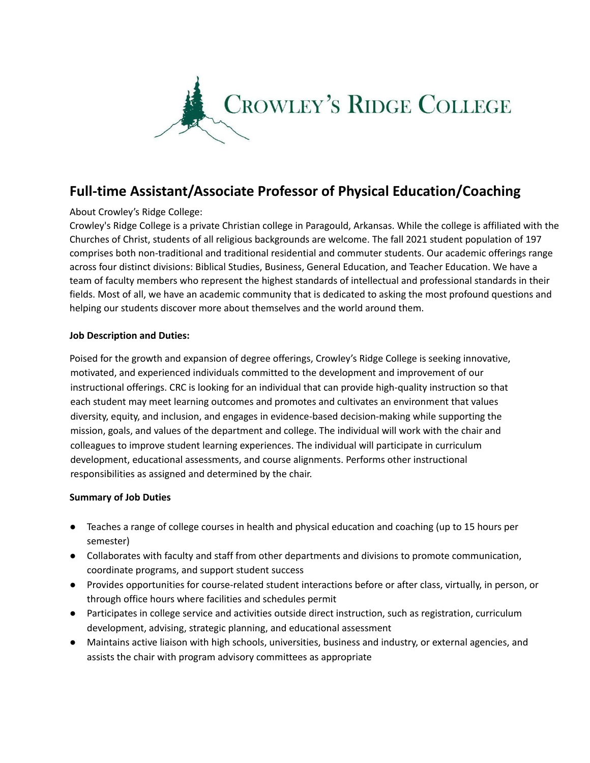# Crowley's Ridge College

## Full-time Assistant/Associate Professor of Physical Education/Coaching

About Crowley's Ridge College:

Crowley's Ridge College is a private Christian college in Paragould, Arkansas. While the college is affiliated with the Churches of Christ, students of all religious backgrounds are welcome. The fall 2021 student population of 197 comprises both non-traditional and traditional residential and commuter students. Our academic offerings range across four distinct divisions: Biblical Studies, Business, General Education, and Teacher Education. We have a team of faculty members who represent the highest standards of intellectual and professional standards in their fields. Most of all, we have an academic community that is dedicated to asking the most profound questions and helping our students discover more about themselves and the world around them.

**Job Description and Duties:**

Poised for the growth and expansion of degree offerings, Crowley's Ridge College is seeking innovative, motivated, and experienced individuals committed to the development and improvement of our instructional offerings. CRC is looking for an individual that can provide high-quality instruction so that each student may meet learning outcomes and promotes and cultivates an environment that values diversity, equity, and inclusion, and engages in evidence-based decision-making while supporting the mission, goals, and values of the department and college. The individual will work with the chair and colleagues to improve student learning experiences. The individual will participate in curriculum development, educational assessments, and course alignments. Performs other instructional responsibilities as assigned and determined by the chair.

**Summary of Job Duties**

- Teaches a range of college courses in health and physical education and coaching (up to 15 hours per semester)
- Collaborates with faculty and staff from other departments and divisions to promote communication, coordinate programs, and support student success
- Provides opportunities for course-related student interactions before or after class, virtually, in person, or through office hours where facilities and schedules permit
- Participates in college service and activities outside direct instruction, such as registration, curriculum development, advising, strategic planning, and educational assessment
- Maintains active liaison with high schools, universities, business and industry, or external agencies, and assists the chair with program advisory committees as appropriate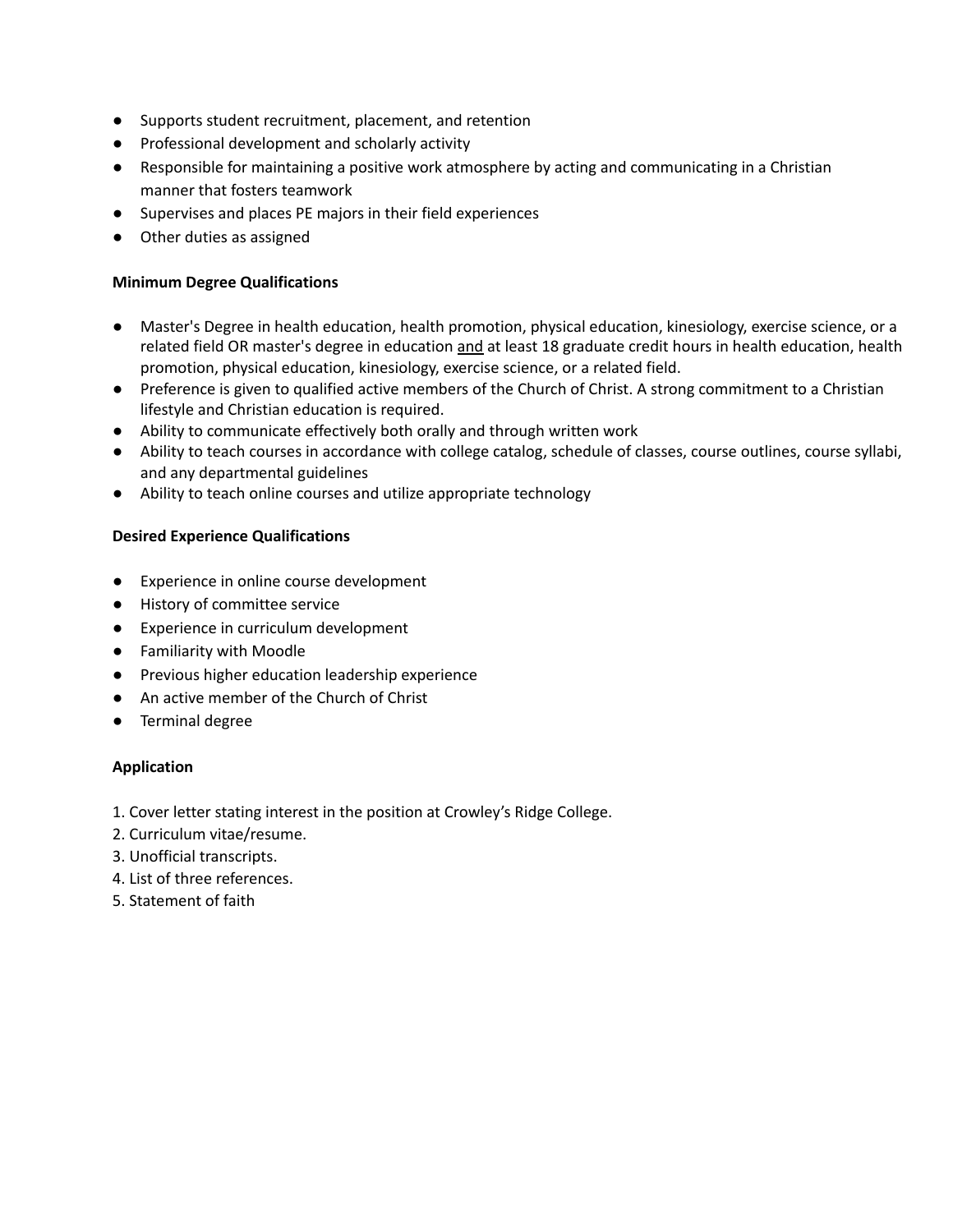- Supports student recruitment, placement, and retention
- Professional development and scholarly activity
- Responsible for maintaining a positive work atmosphere by acting and communicating in a Christian manner that fosters teamwork
- Supervises and places PE majors in their field experiences
- Other duties as assigned

**Minimum Degree Qualifications**

- Master's Degree in health education, health promotion, physical education, kinesiology, exercise science, or a related field OR master's degree in education and at least 18 graduate credit hours in health education, health promotion, physical education, kinesiology, exercise science, or a related field.
- Preference is given to qualified active members of the Church of Christ. A strong commitment to a Christian lifestyle and Christian education is required.
- Ability to communicate effectively both orally and through written work
- Ability to teach courses in accordance with college catalog, schedule of classes, course outlines, course syllabi, and any departmental guidelines
- Ability to teach online courses and utilize appropriate technology

**Desired Experience Qualifications**

- Experience in online course development
- History of committee service
- Experience in curriculum development
- Familiarity with Moodle
- Previous higher education leadership experience
- An active member of the Church of Christ
- Terminal degree

**Application**

1. Cover letter stating interest in the position at Crowley's Ridge College.
2. Curriculum vitae/resume.
3. Unofficial transcripts.
4. List of three references.
5. Statement of faith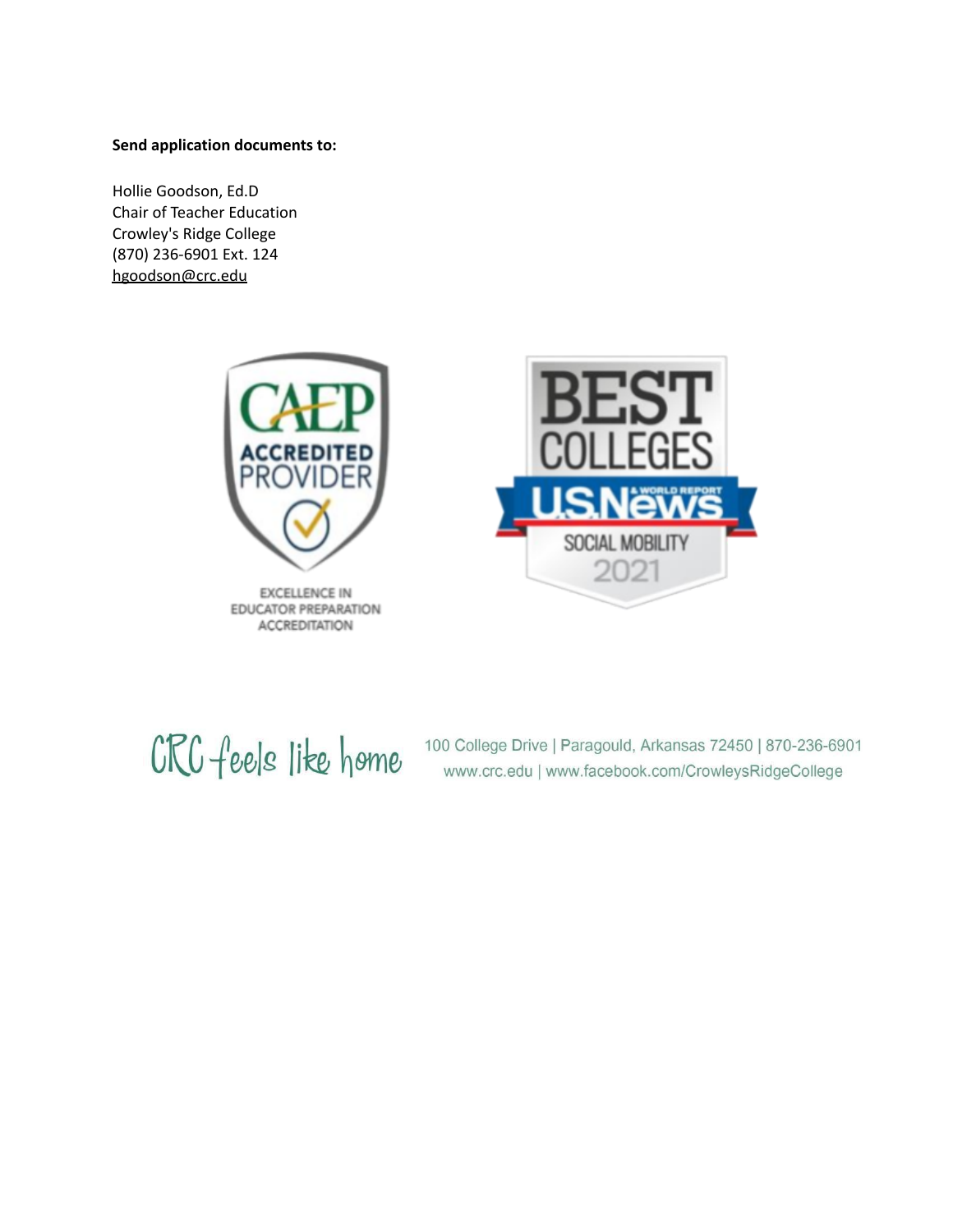**Send application documents to:**

Hollie Goodson, Ed.D
Chair of Teacher Education
Crowley's Ridge College
(870) 236-6901 Ext. 124
hgoodson@crc.edu

CAEP ACCREDITED PROVIDER

EXCELLENCE IN EDUCATOR PREPARATION ACCREDITATION

BEST COLLEGES U.S.News & WORLD REPORT SOCIAL MOBILITY 2021

CRC feels like home

100 College Drive | Paragould, Arkansas 72450 | 870-236-6901
www.crc.edu | www.facebook.com/CrowleysRidgeCollege